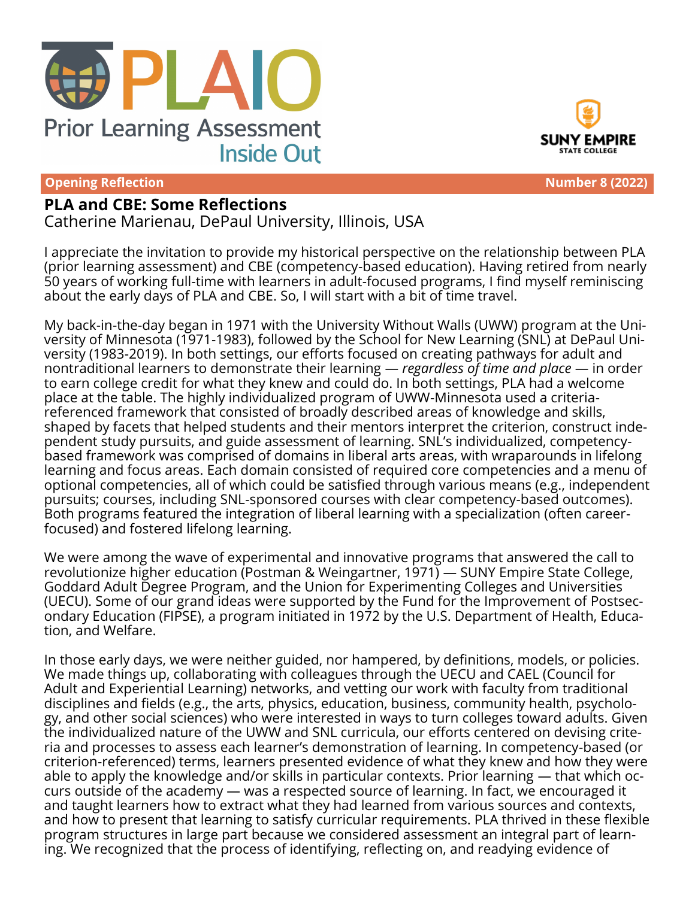# PLAIO

Prior Learning Assessment Inside Out

SUNY EMPIRE STATE COLLEGE

**Opening Reflection** **Number 8 (2022)**

## PLA and CBE: Some Reflections

Catherine Marienau, DePaul University, Illinois, USA

I appreciate the invitation to provide my historical perspective on the relationship between PLA (prior learning assessment) and CBE (competency-based education). Having retired from nearly 50 years of working full-time with learners in adult-focused programs, I find myself reminiscing about the early days of PLA and CBE. So, I will start with a bit of time travel.

My back-in-the-day began in 1971 with the University Without Walls (UWW) program at the University of Minnesota (1971-1983), followed by the School for New Learning (SNL) at DePaul University (1983-2019). In both settings, our efforts focused on creating pathways for adult and nontraditional learners to demonstrate their learning — *regardless of time and place* — in order to earn college credit for what they knew and could do. In both settings, PLA had a welcome place at the table. The highly individualized program of UWW-Minnesota used a criteria-referenced framework that consisted of broadly described areas of knowledge and skills, shaped by facets that helped students and their mentors interpret the criterion, construct independent study pursuits, and guide assessment of learning. SNL's individualized, competency-based framework was comprised of domains in liberal arts areas, with wraparounds in lifelong learning and focus areas. Each domain consisted of required core competencies and a menu of optional competencies, all of which could be satisfied through various means (e.g., independent pursuits; courses, including SNL-sponsored courses with clear competency-based outcomes). Both programs featured the integration of liberal learning with a specialization (often career-focused) and fostered lifelong learning.

We were among the wave of experimental and innovative programs that answered the call to revolutionize higher education (Postman & Weingartner, 1971) — SUNY Empire State College, Goddard Adult Degree Program, and the Union for Experimenting Colleges and Universities (UECU). Some of our grand ideas were supported by the Fund for the Improvement of Postsecondary Education (FIPSE), a program initiated in 1972 by the U.S. Department of Health, Education, and Welfare.

In those early days, we were neither guided, nor hampered, by definitions, models, or policies. We made things up, collaborating with colleagues through the UECU and CAEL (Council for Adult and Experiential Learning) networks, and vetting our work with faculty from traditional disciplines and fields (e.g., the arts, physics, education, business, community health, psychology, and other social sciences) who were interested in ways to turn colleges toward adults. Given the individualized nature of the UWW and SNL curricula, our efforts centered on devising criteria and processes to assess each learner's demonstration of learning. In competency-based (or criterion-referenced) terms, learners presented evidence of what they knew and how they were able to apply the knowledge and/or skills in particular contexts. Prior learning — that which occurs outside of the academy — was a respected source of learning. In fact, we encouraged it and taught learners how to extract what they had learned from various sources and contexts, and how to present that learning to satisfy curricular requirements. PLA thrived in these flexible program structures in large part because we considered assessment an integral part of learning. We recognized that the process of identifying, reflecting on, and readying evidence of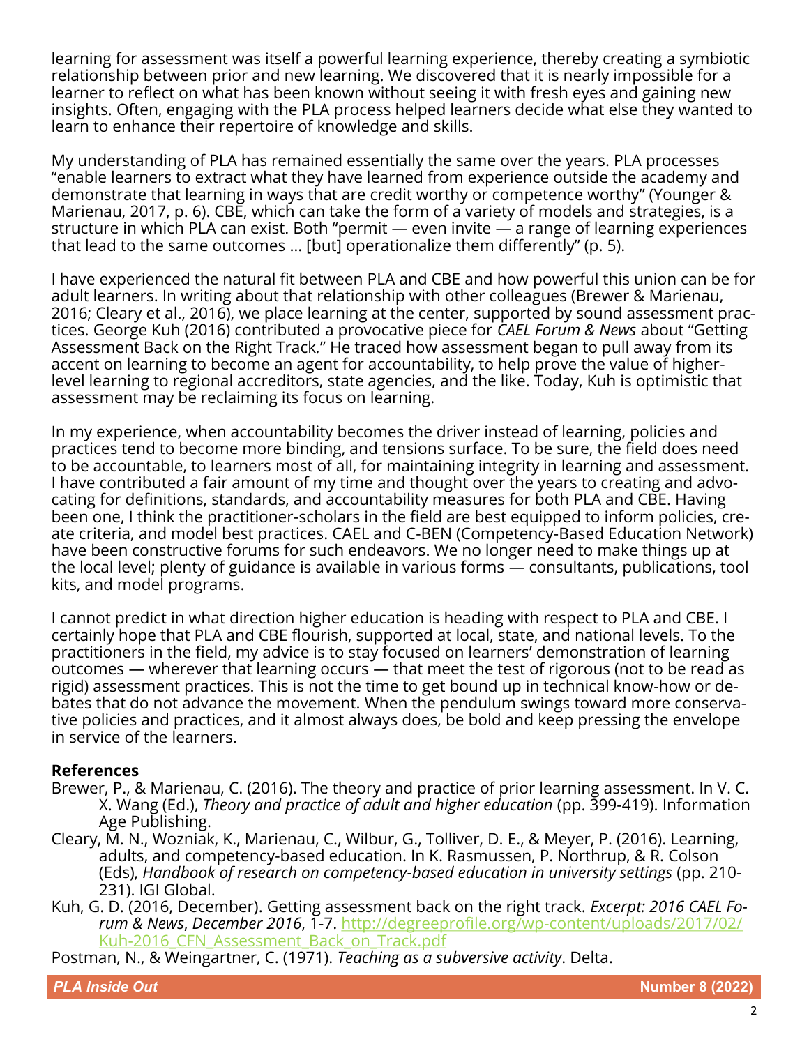learning for assessment was itself a powerful learning experience, thereby creating a symbiotic relationship between prior and new learning. We discovered that it is nearly impossible for a learner to reflect on what has been known without seeing it with fresh eyes and gaining new insights. Often, engaging with the PLA process helped learners decide what else they wanted to learn to enhance their repertoire of knowledge and skills.

My understanding of PLA has remained essentially the same over the years. PLA processes "enable learners to extract what they have learned from experience outside the academy and demonstrate that learning in ways that are credit worthy or competence worthy" (Younger & Marienau, 2017, p. 6). CBE, which can take the form of a variety of models and strategies, is a structure in which PLA can exist. Both "permit — even invite — a range of learning experiences that lead to the same outcomes … [but] operationalize them differently" (p. 5).

I have experienced the natural fit between PLA and CBE and how powerful this union can be for adult learners. In writing about that relationship with other colleagues (Brewer & Marienau, 2016; Cleary et al., 2016), we place learning at the center, supported by sound assessment practices. George Kuh (2016) contributed a provocative piece for *CAEL Forum & News* about "Getting Assessment Back on the Right Track." He traced how assessment began to pull away from its accent on learning to become an agent for accountability, to help prove the value of higher-level learning to regional accreditors, state agencies, and the like. Today, Kuh is optimistic that assessment may be reclaiming its focus on learning.

In my experience, when accountability becomes the driver instead of learning, policies and practices tend to become more binding, and tensions surface. To be sure, the field does need to be accountable, to learners most of all, for maintaining integrity in learning and assessment. I have contributed a fair amount of my time and thought over the years to creating and advocating for definitions, standards, and accountability measures for both PLA and CBE. Having been one, I think the practitioner-scholars in the field are best equipped to inform policies, create criteria, and model best practices. CAEL and C-BEN (Competency-Based Education Network) have been constructive forums for such endeavors. We no longer need to make things up at the local level; plenty of guidance is available in various forms — consultants, publications, tool kits, and model programs.

I cannot predict in what direction higher education is heading with respect to PLA and CBE. I certainly hope that PLA and CBE flourish, supported at local, state, and national levels. To the practitioners in the field, my advice is to stay focused on learners' demonstration of learning outcomes — wherever that learning occurs — that meet the test of rigorous (not to be read as rigid) assessment practices. This is not the time to get bound up in technical know-how or debates that do not advance the movement. When the pendulum swings toward more conservative policies and practices, and it almost always does, be bold and keep pressing the envelope in service of the learners.

## References

Brewer, P., & Marienau, C. (2016). The theory and practice of prior learning assessment. In V. C. X. Wang (Ed.), *Theory and practice of adult and higher education* (pp. 399-419). Information Age Publishing.

Cleary, M. N., Wozniak, K., Marienau, C., Wilbur, G., Tolliver, D. E., & Meyer, P. (2016). Learning, adults, and competency-based education. In K. Rasmussen, P. Northrup, & R. Colson (Eds), *Handbook of research on competency-based education in university settings* (pp. 210-231). IGI Global.

Kuh, G. D. (2016, December). Getting assessment back on the right track. *Excerpt: 2016 CAEL Forum & News*, *December 2016*, 1-7. http://degreeprofile.org/wp-content/uploads/2017/02/Kuh-2016_CFN_Assessment_Back_on_Track.pdf

Postman, N., & Weingartner, C. (1971). *Teaching as a subversive activity*. Delta.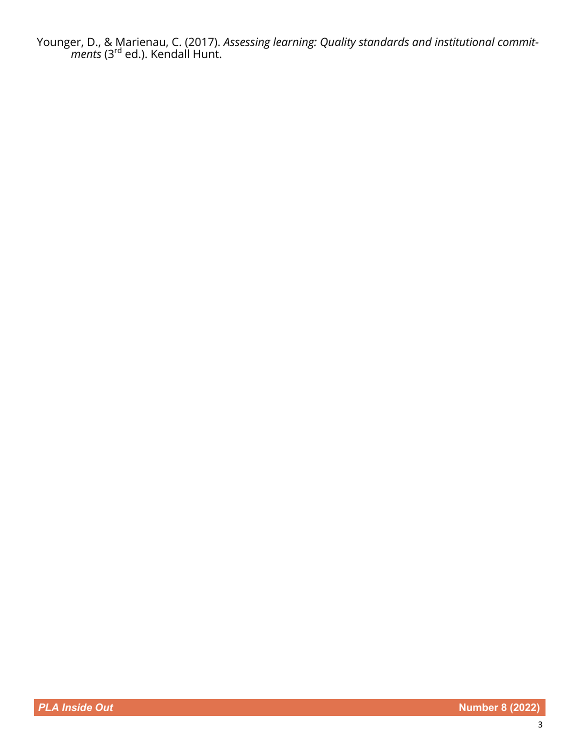Younger, D., & Marienau, C. (2017). *Assessing learning: Quality standards and institutional commitments* (3rd ed.). Kendall Hunt.